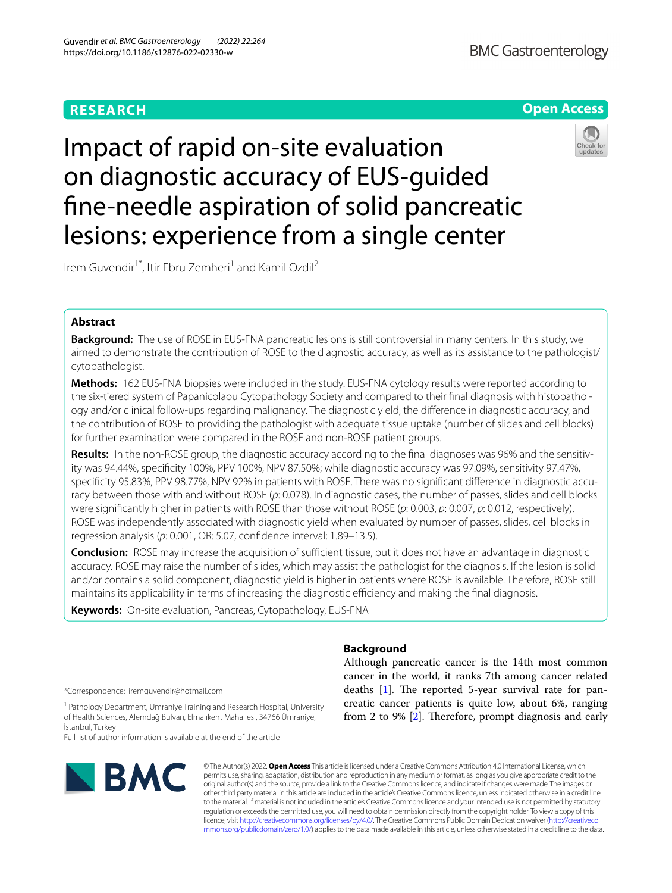RESEARCH

Open Access

# Impact of rapid on-site evaluation on diagnostic accuracy of EUS-guided fine-needle aspiration of solid pancreatic lesions: experience from a single center

Irem Guvendir[1*], Itir Ebru Zemheri[1] and Kamil Ozdil[2]

## Abstract

**Background:** The use of ROSE in EUS-FNA pancreatic lesions is still controversial in many centers. In this study, we aimed to demonstrate the contribution of ROSE to the diagnostic accuracy, as well as its assistance to the pathologist/cytopathologist.

**Methods:** 162 EUS-FNA biopsies were included in the study. EUS-FNA cytology results were reported according to the six-tiered system of Papanicolaou Cytopathology Society and compared to their final diagnosis with histopathology and/or clinical follow-ups regarding malignancy. The diagnostic yield, the difference in diagnostic accuracy, and the contribution of ROSE to providing the pathologist with adequate tissue uptake (number of slides and cell blocks) for further examination were compared in the ROSE and non-ROSE patient groups.

**Results:** In the non-ROSE group, the diagnostic accuracy according to the final diagnoses was 96% and the sensitivity was 94.44%, specificity 100%, PPV 100%, NPV 87.50%; while diagnostic accuracy was 97.09%, sensitivity 97.47%, specificity 95.83%, PPV 98.77%, NPV 92% in patients with ROSE. There was no significant difference in diagnostic accuracy between those with and without ROSE (*p*: 0.078). In diagnostic cases, the number of passes, slides and cell blocks were significantly higher in patients with ROSE than those without ROSE (*p*: 0.003, *p*: 0.007, *p*: 0.012, respectively). ROSE was independently associated with diagnostic yield when evaluated by number of passes, slides, cell blocks in regression analysis (*p*: 0.001, OR: 5.07, confidence interval: 1.89–13.5).

**Conclusion:** ROSE may increase the acquisition of sufficient tissue, but it does not have an advantage in diagnostic accuracy. ROSE may raise the number of slides, which may assist the pathologist for the diagnosis. If the lesion is solid and/or contains a solid component, diagnostic yield is higher in patients where ROSE is available. Therefore, ROSE still maintains its applicability in terms of increasing the diagnostic efficiency and making the final diagnosis.

**Keywords:** On-site evaluation, Pancreas, Cytopathology, EUS-FNA

## Background

Although pancreatic cancer is the 14th most common cancer in the world, it ranks 7th among cancer related deaths [1]. The reported 5-year survival rate for pancreatic cancer patients is quite low, about 6%, ranging from 2 to 9% [2]. Therefore, prompt diagnosis and early

*Correspondence: iremguvendir@hotmail.com

[1] Pathology Department, Umraniye Training and Research Hospital, University of Health Sciences, Alemdağ Bulvarı, Elmalıkent Mahallesi, 34766 Ümraniye, İstanbul, Turkey

Full list of author information is available at the end of the article

© The Author(s) 2022. **Open Access** This article is licensed under a Creative Commons Attribution 4.0 International License, which permits use, sharing, adaptation, distribution and reproduction in any medium or format, as long as you give appropriate credit to the original author(s) and the source, provide a link to the Creative Commons licence, and indicate if changes were made. The images or other third party material in this article are included in the article's Creative Commons licence, unless indicated otherwise in a credit line to the material. If material is not included in the article's Creative Commons licence and your intended use is not permitted by statutory regulation or exceeds the permitted use, you will need to obtain permission directly from the copyright holder. To view a copy of this licence, visit http://creativecommons.org/licenses/by/4.0/. The Creative Commons Public Domain Dedication waiver (http://creativecommons.org/publicdomain/zero/1.0/) applies to the data made available in this article, unless otherwise stated in a credit line to the data.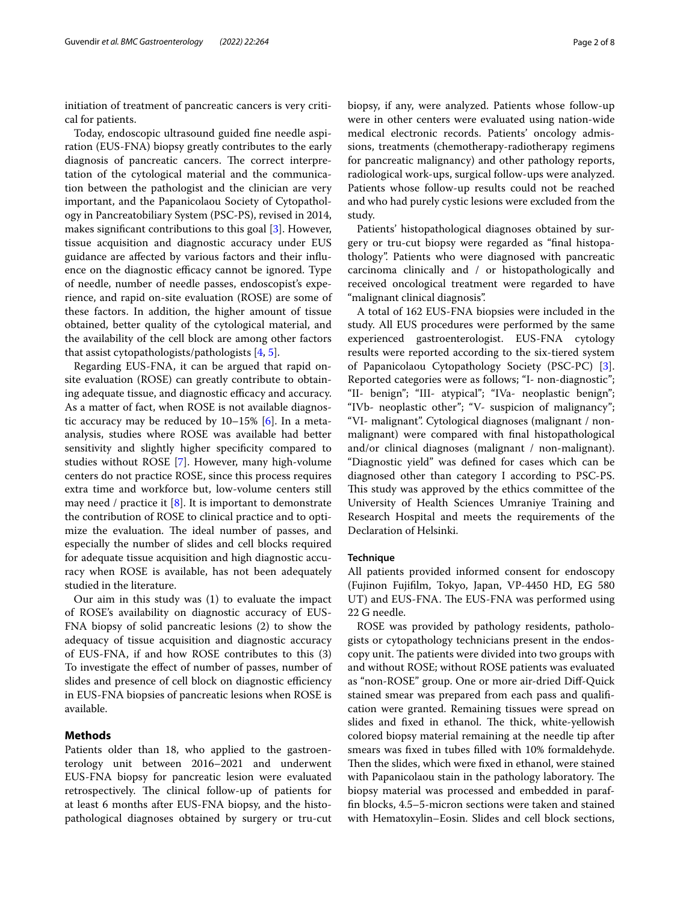initiation of treatment of pancreatic cancers is very critical for patients.

Today, endoscopic ultrasound guided fine needle aspiration (EUS-FNA) biopsy greatly contributes to the early diagnosis of pancreatic cancers. The correct interpretation of the cytological material and the communication between the pathologist and the clinician are very important, and the Papanicolaou Society of Cytopathology in Pancreatobiliary System (PSC-PS), revised in 2014, makes significant contributions to this goal [3]. However, tissue acquisition and diagnostic accuracy under EUS guidance are affected by various factors and their influence on the diagnostic efficacy cannot be ignored. Type of needle, number of needle passes, endoscopist's experience, and rapid on-site evaluation (ROSE) are some of these factors. In addition, the higher amount of tissue obtained, better quality of the cytological material, and the availability of the cell block are among other factors that assist cytopathologists/pathologists [4, 5].

Regarding EUS-FNA, it can be argued that rapid on-site evaluation (ROSE) can greatly contribute to obtaining adequate tissue, and diagnostic efficacy and accuracy. As a matter of fact, when ROSE is not available diagnostic accuracy may be reduced by 10–15% [6]. In a meta-analysis, studies where ROSE was available had better sensitivity and slightly higher specificity compared to studies without ROSE [7]. However, many high-volume centers do not practice ROSE, since this process requires extra time and workforce but, low-volume centers still may need / practice it [8]. It is important to demonstrate the contribution of ROSE to clinical practice and to optimize the evaluation. The ideal number of passes, and especially the number of slides and cell blocks required for adequate tissue acquisition and high diagnostic accuracy when ROSE is available, has not been adequately studied in the literature.

Our aim in this study was (1) to evaluate the impact of ROSE's availability on diagnostic accuracy of EUS-FNA biopsy of solid pancreatic lesions (2) to show the adequacy of tissue acquisition and diagnostic accuracy of EUS-FNA, if and how ROSE contributes to this (3) To investigate the effect of number of passes, number of slides and presence of cell block on diagnostic efficiency in EUS-FNA biopsies of pancreatic lesions when ROSE is available.

## Methods

Patients older than 18, who applied to the gastroenterology unit between 2016–2021 and underwent EUS-FNA biopsy for pancreatic lesion were evaluated retrospectively. The clinical follow-up of patients for at least 6 months after EUS-FNA biopsy, and the histopathological diagnoses obtained by surgery or tru-cut biopsy, if any, were analyzed. Patients whose follow-up were in other centers were evaluated using nation-wide medical electronic records. Patients' oncology admissions, treatments (chemotherapy-radiotherapy regimens for pancreatic malignancy) and other pathology reports, radiological work-ups, surgical follow-ups were analyzed. Patients whose follow-up results could not be reached and who had purely cystic lesions were excluded from the study.

Patients' histopathological diagnoses obtained by surgery or tru-cut biopsy were regarded as "final histopathology". Patients who were diagnosed with pancreatic carcinoma clinically and / or histopathologically and received oncological treatment were regarded to have "malignant clinical diagnosis".

A total of 162 EUS-FNA biopsies were included in the study. All EUS procedures were performed by the same experienced gastroenterologist. EUS-FNA cytology results were reported according to the six-tiered system of Papanicolaou Cytopathology Society (PSC-PC) [3]. Reported categories were as follows; "I- non-diagnostic"; "II- benign"; "III- atypical"; "IVa- neoplastic benign"; "IVb- neoplastic other"; "V- suspicion of malignancy"; "VI- malignant". Cytological diagnoses (malignant / non-malignant) were compared with final histopathological and/or clinical diagnoses (malignant / non-malignant). "Diagnostic yield" was defined for cases which can be diagnosed other than category I according to PSC-PS. This study was approved by the ethics committee of the University of Health Sciences Umraniye Training and Research Hospital and meets the requirements of the Declaration of Helsinki.

### Technique

All patients provided informed consent for endoscopy (Fujinon Fujifilm, Tokyo, Japan, VP-4450 HD, EG 580 UT) and EUS-FNA. The EUS-FNA was performed using 22 G needle.

ROSE was provided by pathology residents, pathologists or cytopathology technicians present in the endoscopy unit. The patients were divided into two groups with and without ROSE; without ROSE patients was evaluated as "non-ROSE" group. One or more air-dried Diff-Quick stained smear was prepared from each pass and qualification were granted. Remaining tissues were spread on slides and fixed in ethanol. The thick, white-yellowish colored biopsy material remaining at the needle tip after smears was fixed in tubes filled with 10% formaldehyde. Then the slides, which were fixed in ethanol, were stained with Papanicolaou stain in the pathology laboratory. The biopsy material was processed and embedded in paraffin blocks, 4.5–5-micron sections were taken and stained with Hematoxylin–Eosin. Slides and cell block sections,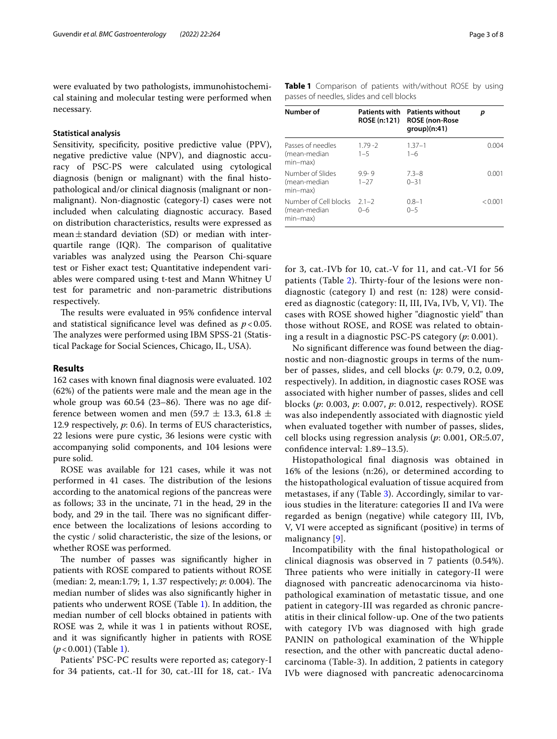were evaluated by two pathologists, immunohistochemical staining and molecular testing were performed when necessary.

### Statistical analysis

Sensitivity, specificity, positive predictive value (PPV), negative predictive value (NPV), and diagnostic accuracy of PSC-PS were calculated using cytological diagnosis (benign or malignant) with the final histopathological and/or clinical diagnosis (malignant or nonmalignant). Non-diagnostic (category-I) cases were not included when calculating diagnostic accuracy. Based on distribution characteristics, results were expressed as mean ± standard deviation (SD) or median with interquartile range (IQR). The comparison of qualitative variables was analyzed using the Pearson Chi-square test or Fisher exact test; Quantitative independent variables were compared using t-test and Mann Whitney U test for parametric and non-parametric distributions respectively.

The results were evaluated in 95% confidence interval and statistical significance level was defined as $p < 0.05$. The analyzes were performed using IBM SPSS-21 (Statistical Package for Social Sciences, Chicago, IL, USA).

## Results

162 cases with known final diagnosis were evaluated. 102 (62%) of the patients were male and the mean age in the whole group was 60.54 (23–86). There was no age difference between women and men (59.7 ± 13.3, 61.8 ± 12.9 respectively, *p*: 0.6). In terms of EUS characteristics, 22 lesions were pure cystic, 36 lesions were cystic with accompanying solid components, and 104 lesions were pure solid.

ROSE was available for 121 cases, while it was not performed in 41 cases. The distribution of the lesions according to the anatomical regions of the pancreas were as follows; 33 in the uncinate, 71 in the head, 29 in the body, and 29 in the tail. There was no significant difference between the localizations of lesions according to the cystic / solid characteristic, the size of the lesions, or whether ROSE was performed.

The number of passes was significantly higher in patients with ROSE compared to patients without ROSE (median: 2, mean:1.79; 1, 1.37 respectively; *p*: 0.004). The median number of slides was also significantly higher in patients who underwent ROSE (Table 1). In addition, the median number of cell blocks obtained in patients with ROSE was 2, while it was 1 in patients without ROSE, and it was significantly higher in patients with ROSE ($p < 0.001$) (Table 1).

**Table 1** Comparison of patients with/without ROSE by using passes of needles, slides and cell blocks

| Number of | Patients with ROSE (n:121) | Patients without ROSE (non-Rose group)(n:41) | p |
|---|---|---|---|
| Passes of needles (mean-median min–max) | 1.79 -2<br>1–5 | 1.37–1<br>1–6 | 0.004 |
| Number of Slides (mean-median min–max) | 9.9- 9<br>1–27 | 7.3–8<br>0–31 | 0.001 |
| Number of Cell blocks (mean-median min–max) | 2.1–2<br>0–6 | 0.8–1<br>0–5 | < 0.001 |

Patients' PSC-PC results were reported as; category-I for 34 patients, cat.-II for 30, cat.-III for 18, cat.- IVa for 3, cat.-IVb for 10, cat.-V for 11, and cat.-VI for 56 patients (Table 2). Thirty-four of the lesions were nondiagnostic (category I) and rest (n: 128) were considered as diagnostic (category: II, III, IVa, IVb, V, VI). The cases with ROSE showed higher "diagnostic yield" than those without ROSE, and ROSE was related to obtaining a result in a diagnostic PSC-PS category (*p*: 0.001).

No significant difference was found between the diagnostic and non-diagnostic groups in terms of the number of passes, slides, and cell blocks (*p*: 0.79, 0.2, 0.09, respectively). In addition, in diagnostic cases ROSE was associated with higher number of passes, slides and cell blocks (*p*: 0.003, *p*: 0.007, *p*: 0.012, respectively). ROSE was also independently associated with diagnostic yield when evaluated together with number of passes, slides, cell blocks using regression analysis (*p*: 0.001, OR:5.07, confidence interval: 1.89–13.5).

Histopathological final diagnosis was obtained in 16% of the lesions (n:26), or determined according to the histopathological evaluation of tissue acquired from metastases, if any (Table 3). Accordingly, similar to various studies in the literature: categories II and IVa were regarded as benign (negative) while category III, IVb, V, VI were accepted as significant (positive) in terms of malignancy [9].

Incompatibility with the final histopathological or clinical diagnosis was observed in 7 patients (0.54%). Three patients who were initially in category-II were diagnosed with pancreatic adenocarcinoma via histopathological examination of metastatic tissue, and one patient in category-III was regarded as chronic pancreatitis in their clinical follow-up. One of the two patients with category IVb was diagnosed with high grade PANIN on pathological examination of the Whipple resection, and the other with pancreatic ductal adenocarcinoma (Table-3). In addition, 2 patients in category IVb were diagnosed with pancreatic adenocarcinoma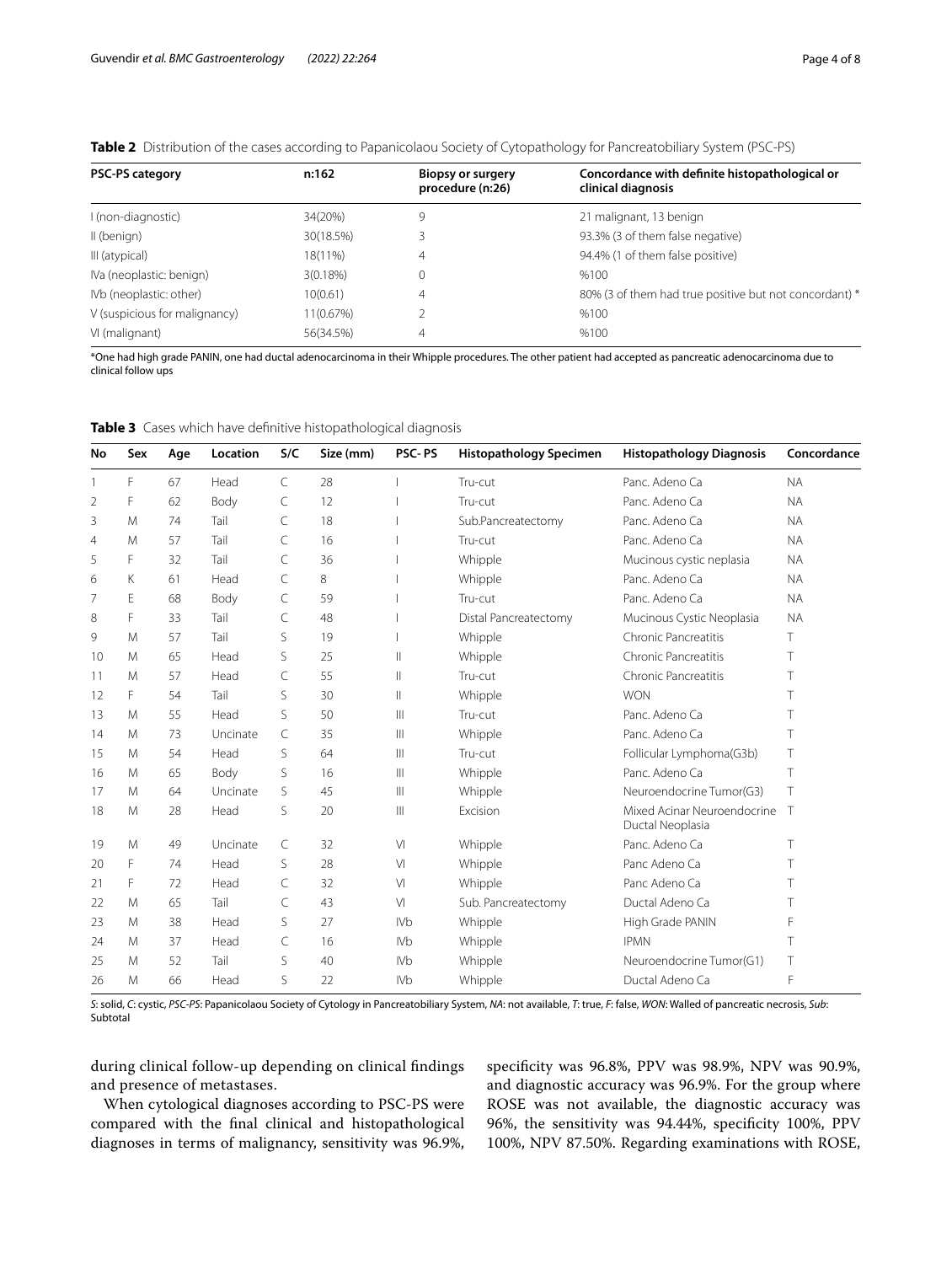**Table 2** Distribution of the cases according to Papanicolaou Society of Cytopathology for Pancreatobiliary System (PSC-PS)

| PSC-PS category | n:162 | Biopsy or surgery procedure (n:26) | Concordance with definite histopathological or clinical diagnosis |
|---|---|---|---|
| I (non-diagnostic) | 34(20%) | 9 | 21 malignant, 13 benign |
| II (benign) | 30(18.5%) | 3 | 93.3% (3 of them false negative) |
| III (atypical) | 18(11%) | 4 | 94.4% (1 of them false positive) |
| IVa (neoplastic: benign) | 3(0.18%) | 0 | %100 |
| IVb (neoplastic: other) | 10(0.61) | 4 | 80% (3 of them had true positive but not concordant) * |
| V (suspicious for malignancy) | 11(0.67%) | 2 | %100 |
| VI (malignant) | 56(34.5%) | 4 | %100 |

*One had high grade PANIN, one had ductal adenocarcinoma in their Whipple procedures. The other patient had accepted as pancreatic adenocarcinoma due to clinical follow ups

**Table 3** Cases which have definitive histopathological diagnosis

| No | Sex | Age | Location | S/C | Size (mm) | PSC-PS | Histopathology Specimen | Histopathology Diagnosis | Concordance |
|---|---|---|---|---|---|---|---|---|---|
| 1 | F | 67 | Head | C | 28 | I | Tru-cut | Panc. Adeno Ca | NA |
| 2 | F | 62 | Body | C | 12 | I | Tru-cut | Panc. Adeno Ca | NA |
| 3 | M | 74 | Tail | C | 18 | I | Sub.Pancreatectomy | Panc. Adeno Ca | NA |
| 4 | M | 57 | Tail | C | 16 | I | Tru-cut | Panc. Adeno Ca | NA |
| 5 | F | 32 | Tail | C | 36 | I | Whipple | Mucinous cystic neplasia | NA |
| 6 | K | 61 | Head | C | 8 | I | Whipple | Panc. Adeno Ca | NA |
| 7 | E | 68 | Body | C | 59 | I | Tru-cut | Panc. Adeno Ca | NA |
| 8 | F | 33 | Tail | C | 48 | I | Distal Pancreatectomy | Mucinous Cystic Neoplasia | NA |
| 9 | M | 57 | Tail | S | 19 | I | Whipple | Chronic Pancreatitis | T |
| 10 | M | 65 | Head | S | 25 | II | Whipple | Chronic Pancreatitis | T |
| 11 | M | 57 | Head | C | 55 | II | Tru-cut | Chronic Pancreatitis | T |
| 12 | F | 54 | Tail | S | 30 | II | Whipple | WON | T |
| 13 | M | 55 | Head | S | 50 | III | Tru-cut | Panc. Adeno Ca | T |
| 14 | M | 73 | Uncinate | C | 35 | III | Whipple | Panc. Adeno Ca | T |
| 15 | M | 54 | Head | S | 64 | III | Tru-cut | Follicular Lymphoma(G3b) | T |
| 16 | M | 65 | Body | S | 16 | III | Whipple | Panc. Adeno Ca | T |
| 17 | M | 64 | Uncinate | S | 45 | III | Whipple | Neuroendocrine Tumor(G3) | T |
| 18 | M | 28 | Head | S | 20 | III | Excision | Mixed Acinar Neuroendocrine Ductal Neoplasia | T |
| 19 | M | 49 | Uncinate | C | 32 | VI | Whipple | Panc. Adeno Ca | T |
| 20 | F | 74 | Head | S | 28 | VI | Whipple | Panc Adeno Ca | T |
| 21 | F | 72 | Head | C | 32 | VI | Whipple | Panc Adeno Ca | T |
| 22 | M | 65 | Tail | C | 43 | VI | Sub. Pancreatectomy | Ductal Adeno Ca | T |
| 23 | M | 38 | Head | S | 27 | IVb | Whipple | High Grade PANIN | F |
| 24 | M | 37 | Head | C | 16 | IVb | Whipple | IPMN | T |
| 25 | M | 52 | Tail | S | 40 | IVb | Whipple | Neuroendocrine Tumor(G1) | T |
| 26 | M | 66 | Head | S | 22 | IVb | Whipple | Ductal Adeno Ca | F |

*S*: solid, *C*: cystic, *PSC-PS*: Papanicolaou Society of Cytology in Pancreatobiliary System, *NA*: not available, *T*: true, *F*: false, *WON*: Walled of pancreatic necrosis, *Sub*: Subtotal

during clinical follow-up depending on clinical findings and presence of metastases.

When cytological diagnoses according to PSC-PS were compared with the final clinical and histopathological diagnoses in terms of malignancy, sensitivity was 96.9%, specificity was 96.8%, PPV was 98.9%, NPV was 90.9%, and diagnostic accuracy was 96.9%. For the group where ROSE was not available, the diagnostic accuracy was 96%, the sensitivity was 94.44%, specificity 100%, PPV 100%, NPV 87.50%. Regarding examinations with ROSE,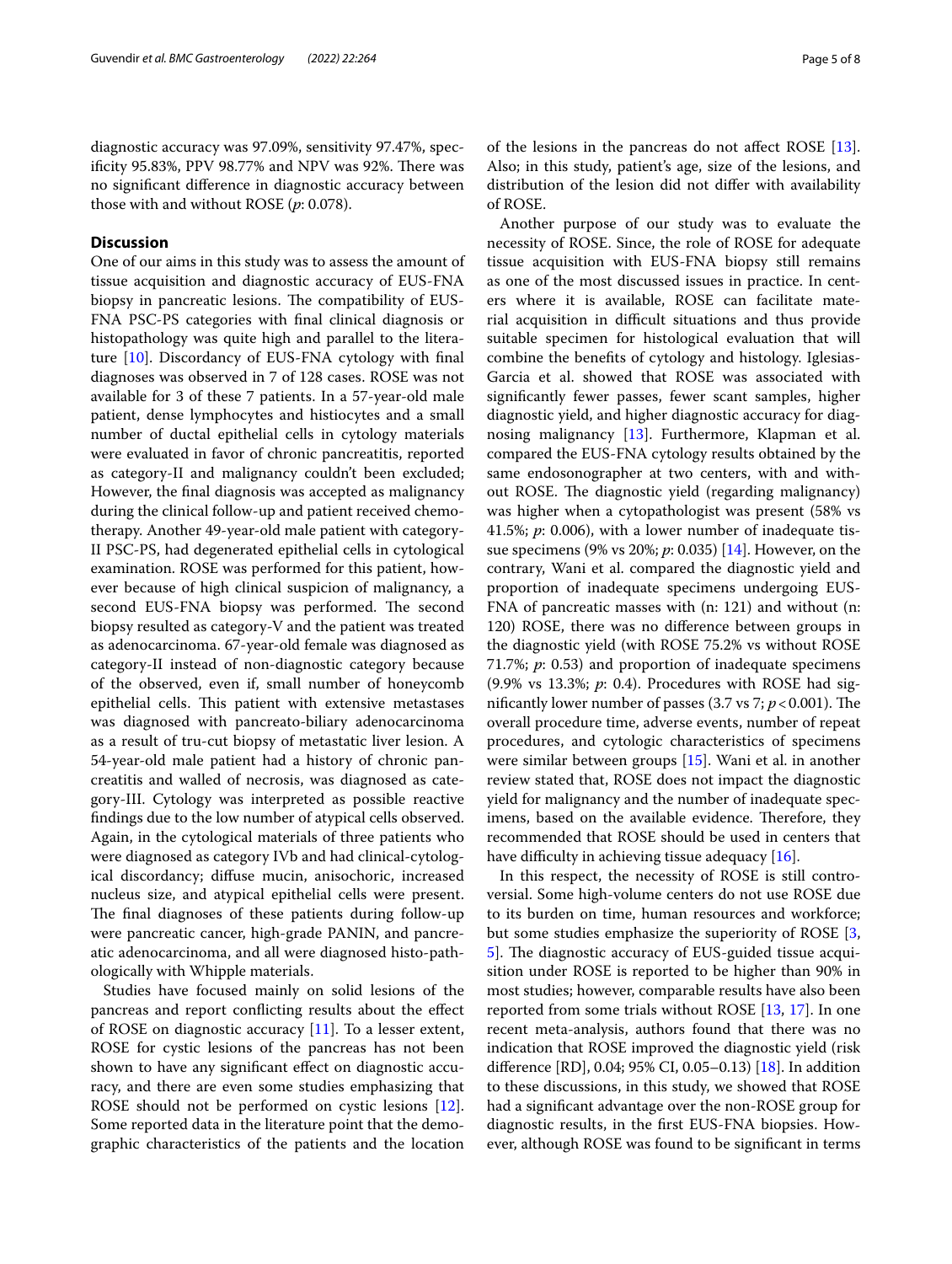diagnostic accuracy was 97.09%, sensitivity 97.47%, specificity 95.83%, PPV 98.77% and NPV was 92%. There was no significant difference in diagnostic accuracy between those with and without ROSE (*p*: 0.078).

## Discussion

One of our aims in this study was to assess the amount of tissue acquisition and diagnostic accuracy of EUS-FNA biopsy in pancreatic lesions. The compatibility of EUS-FNA PSC-PS categories with final clinical diagnosis or histopathology was quite high and parallel to the literature [10]. Discordancy of EUS-FNA cytology with final diagnoses was observed in 7 of 128 cases. ROSE was not available for 3 of these 7 patients. In a 57-year-old male patient, dense lymphocytes and histiocytes and a small number of ductal epithelial cells in cytology materials were evaluated in favor of chronic pancreatitis, reported as category-II and malignancy couldn't been excluded; However, the final diagnosis was accepted as malignancy during the clinical follow-up and patient received chemotherapy. Another 49-year-old male patient with category-II PSC-PS, had degenerated epithelial cells in cytological examination. ROSE was performed for this patient, however because of high clinical suspicion of malignancy, a second EUS-FNA biopsy was performed. The second biopsy resulted as category-V and the patient was treated as adenocarcinoma. 67-year-old female was diagnosed as category-II instead of non-diagnostic category because of the observed, even if, small number of honeycomb epithelial cells. This patient with extensive metastases was diagnosed with pancreato-biliary adenocarcinoma as a result of tru-cut biopsy of metastatic liver lesion. A 54-year-old male patient had a history of chronic pancreatitis and walled of necrosis, was diagnosed as category-III. Cytology was interpreted as possible reactive findings due to the low number of atypical cells observed. Again, in the cytological materials of three patients who were diagnosed as category IVb and had clinical-cytological discordancy; diffuse mucin, anisochoric, increased nucleus size, and atypical epithelial cells were present. The final diagnoses of these patients during follow-up were pancreatic cancer, high-grade PANIN, and pancreatic adenocarcinoma, and all were diagnosed histo-pathologically with Whipple materials.

Studies have focused mainly on solid lesions of the pancreas and report conflicting results about the effect of ROSE on diagnostic accuracy [11]. To a lesser extent, ROSE for cystic lesions of the pancreas has not been shown to have any significant effect on diagnostic accuracy, and there are even some studies emphasizing that ROSE should not be performed on cystic lesions [12]. Some reported data in the literature point that the demographic characteristics of the patients and the location of the lesions in the pancreas do not affect ROSE [13]. Also; in this study, patient's age, size of the lesions, and distribution of the lesion did not differ with availability of ROSE.

Another purpose of our study was to evaluate the necessity of ROSE. Since, the role of ROSE for adequate tissue acquisition with EUS-FNA biopsy still remains as one of the most discussed issues in practice. In centers where it is available, ROSE can facilitate material acquisition in difficult situations and thus provide suitable specimen for histological evaluation that will combine the benefits of cytology and histology. Iglesias-Garcia et al. showed that ROSE was associated with significantly fewer passes, fewer scant samples, higher diagnostic yield, and higher diagnostic accuracy for diagnosing malignancy [13]. Furthermore, Klapman et al. compared the EUS-FNA cytology results obtained by the same endosonographer at two centers, with and without ROSE. The diagnostic yield (regarding malignancy) was higher when a cytopathologist was present (58% vs 41.5%; *p*: 0.006), with a lower number of inadequate tissue specimens (9% vs 20%; *p*: 0.035) [14]. However, on the contrary, Wani et al. compared the diagnostic yield and proportion of inadequate specimens undergoing EUS-FNA of pancreatic masses with (n: 121) and without (n: 120) ROSE, there was no difference between groups in the diagnostic yield (with ROSE 75.2% vs without ROSE 71.7%; *p*: 0.53) and proportion of inadequate specimens (9.9% vs 13.3%; *p*: 0.4). Procedures with ROSE had significantly lower number of passes (3.7 vs 7; $p<0.001$). The overall procedure time, adverse events, number of repeat procedures, and cytologic characteristics of specimens were similar between groups [15]. Wani et al. in another review stated that, ROSE does not impact the diagnostic yield for malignancy and the number of inadequate specimens, based on the available evidence. Therefore, they recommended that ROSE should be used in centers that have difficulty in achieving tissue adequacy [16].

In this respect, the necessity of ROSE is still controversial. Some high-volume centers do not use ROSE due to its burden on time, human resources and workforce; but some studies emphasize the superiority of ROSE [3, 5]. The diagnostic accuracy of EUS-guided tissue acquisition under ROSE is reported to be higher than 90% in most studies; however, comparable results have also been reported from some trials without ROSE [13, 17]. In one recent meta-analysis, authors found that there was no indication that ROSE improved the diagnostic yield (risk difference [RD], 0.04; 95% CI, 0.05–0.13) [18]. In addition to these discussions, in this study, we showed that ROSE had a significant advantage over the non-ROSE group for diagnostic results, in the first EUS-FNA biopsies. However, although ROSE was found to be significant in terms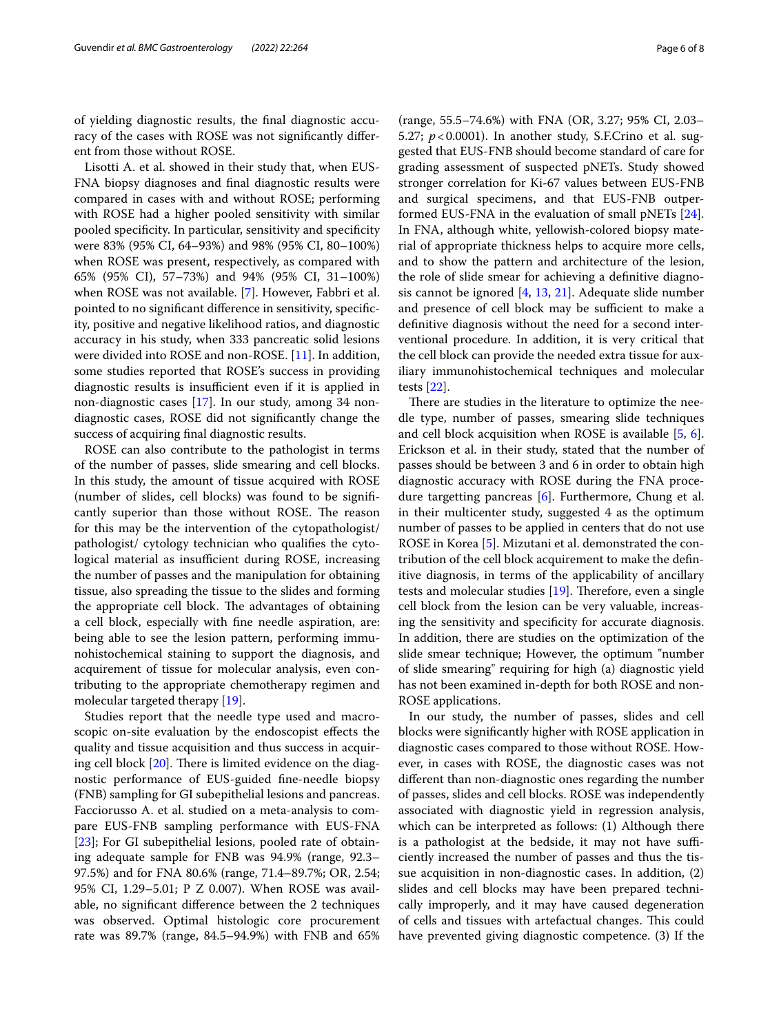of yielding diagnostic results, the final diagnostic accuracy of the cases with ROSE was not significantly different from those without ROSE.

Lisotti A. et al. showed in their study that, when EUS-FNA biopsy diagnoses and final diagnostic results were compared in cases with and without ROSE; performing with ROSE had a higher pooled sensitivity with similar pooled specificity. In particular, sensitivity and specificity were 83% (95% CI, 64–93%) and 98% (95% CI, 80–100%) when ROSE was present, respectively, as compared with 65% (95% CI), 57–73%) and 94% (95% CI, 31–100%) when ROSE was not available. [7]. However, Fabbri et al. pointed to no significant difference in sensitivity, specificity, positive and negative likelihood ratios, and diagnostic accuracy in his study, when 333 pancreatic solid lesions were divided into ROSE and non-ROSE. [11]. In addition, some studies reported that ROSE's success in providing diagnostic results is insufficient even if it is applied in non-diagnostic cases [17]. In our study, among 34 non-diagnostic cases, ROSE did not significantly change the success of acquiring final diagnostic results.

ROSE can also contribute to the pathologist in terms of the number of passes, slide smearing and cell blocks. In this study, the amount of tissue acquired with ROSE (number of slides, cell blocks) was found to be significantly superior than those without ROSE. The reason for this may be the intervention of the cytopathologist/pathologist/ cytology technician who qualifies the cytological material as insufficient during ROSE, increasing the number of passes and the manipulation for obtaining tissue, also spreading the tissue to the slides and forming the appropriate cell block. The advantages of obtaining a cell block, especially with fine needle aspiration, are: being able to see the lesion pattern, performing immunohistochemical staining to support the diagnosis, and acquirement of tissue for molecular analysis, even contributing to the appropriate chemotherapy regimen and molecular targeted therapy [19].

Studies report that the needle type used and macroscopic on-site evaluation by the endoscopist effects the quality and tissue acquisition and thus success in acquiring cell block [20]. There is limited evidence on the diagnostic performance of EUS-guided fine-needle biopsy (FNB) sampling for GI subepithelial lesions and pancreas. Facciorusso A. et al. studied on a meta-analysis to compare EUS-FNB sampling performance with EUS-FNA [23]; For GI subepithelial lesions, pooled rate of obtaining adequate sample for FNB was 94.9% (range, 92.3–97.5%) and for FNA 80.6% (range, 71.4–89.7%; OR, 2.54; 95% CI, 1.29–5.01; P Z 0.007). When ROSE was available, no significant difference between the 2 techniques was observed. Optimal histologic core procurement rate was 89.7% (range, 84.5–94.9%) with FNB and 65% (range, 55.5–74.6%) with FNA (OR, 3.27; 95% CI, 2.03–5.27; $p < 0.0001$). In another study, S.F.Crino et al. suggested that EUS-FNB should become standard of care for grading assessment of suspected pNETs. Study showed stronger correlation for Ki-67 values between EUS-FNB and surgical specimens, and that EUS-FNB outperformed EUS-FNA in the evaluation of small pNETs [24]. In FNA, although white, yellowish-colored biopsy material of appropriate thickness helps to acquire more cells, and to show the pattern and architecture of the lesion, the role of slide smear for achieving a definitive diagnosis cannot be ignored [4, 13, 21]. Adequate slide number and presence of cell block may be sufficient to make a definitive diagnosis without the need for a second interventional procedure. In addition, it is very critical that the cell block can provide the needed extra tissue for auxiliary immunohistochemical techniques and molecular tests [22].

There are studies in the literature to optimize the needle type, number of passes, smearing slide techniques and cell block acquisition when ROSE is available [5, 6]. Erickson et al. in their study, stated that the number of passes should be between 3 and 6 in order to obtain high diagnostic accuracy with ROSE during the FNA procedure targetting pancreas [6]. Furthermore, Chung et al. in their multicenter study, suggested 4 as the optimum number of passes to be applied in centers that do not use ROSE in Korea [5]. Mizutani et al. demonstrated the contribution of the cell block acquirement to make the definitive diagnosis, in terms of the applicability of ancillary tests and molecular studies [19]. Therefore, even a single cell block from the lesion can be very valuable, increasing the sensitivity and specificity for accurate diagnosis. In addition, there are studies on the optimization of the slide smear technique; However, the optimum "number of slide smearing" requiring for high (a) diagnostic yield has not been examined in-depth for both ROSE and non-ROSE applications.

In our study, the number of passes, slides and cell blocks were significantly higher with ROSE application in diagnostic cases compared to those without ROSE. However, in cases with ROSE, the diagnostic cases was not different than non-diagnostic ones regarding the number of passes, slides and cell blocks. ROSE was independently associated with diagnostic yield in regression analysis, which can be interpreted as follows: (1) Although there is a pathologist at the bedside, it may not have sufficiently increased the number of passes and thus the tissue acquisition in non-diagnostic cases. In addition, (2) slides and cell blocks may have been prepared technically improperly, and it may have caused degeneration of cells and tissues with artefactual changes. This could have prevented giving diagnostic competence. (3) If the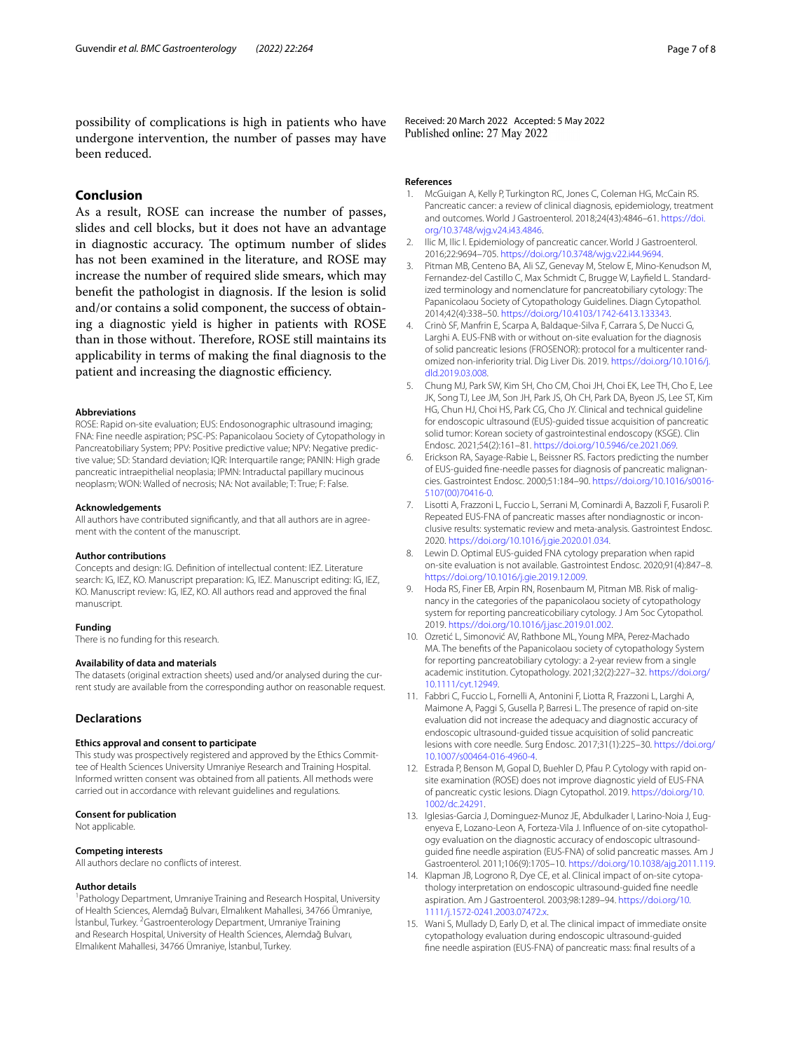possibility of complications is high in patients who have undergone intervention, the number of passes may have been reduced.

## Conclusion

As a result, ROSE can increase the number of passes, slides and cell blocks, but it does not have an advantage in diagnostic accuracy. The optimum number of slides has not been examined in the literature, and ROSE may increase the number of required slide smears, which may benefit the pathologist in diagnosis. If the lesion is solid and/or contains a solid component, the success of obtaining a diagnostic yield is higher in patients with ROSE than in those without. Therefore, ROSE still maintains its applicability in terms of making the final diagnosis to the patient and increasing the diagnostic efficiency.

#### Abbreviations

ROSE: Rapid on-site evaluation; EUS: Endosonographic ultrasound imaging; FNA: Fine needle aspiration; PSC-PS: Papanicolaou Society of Cytopathology in Pancreatobiliary System; PPV: Positive predictive value; NPV: Negative predictive value; SD: Standard deviation; IQR: Interquartile range; PANIN: High grade pancreatic intraepithelial neoplasia; IPMN: Intraductal papillary mucinous neoplasm; WON: Walled of necrosis; NA: Not available; T: True; F: False.

#### Acknowledgements

All authors have contributed significantly, and that all authors are in agreement with the content of the manuscript.

#### Author contributions

Concepts and design: IG. Definition of intellectual content: IEZ. Literature search: IG, IEZ, KO. Manuscript preparation: IG, IEZ. Manuscript editing: IG, IEZ, KO. Manuscript review: IG, IEZ, KO. All authors read and approved the final manuscript.

#### Funding

There is no funding for this research.

#### Availability of data and materials

The datasets (original extraction sheets) used and/or analysed during the current study are available from the corresponding author on reasonable request.

## Declarations

#### Ethics approval and consent to participate

This study was prospectively registered and approved by the Ethics Committee of Health Sciences University Umraniye Research and Training Hospital. Informed written consent was obtained from all patients. All methods were carried out in accordance with relevant guidelines and regulations.

#### Consent for publication

Not applicable.

#### Competing interests

All authors declare no conflicts of interest.

#### Author details

[1]Pathology Department, Umraniye Training and Research Hospital, University of Health Sciences, Alemdağ Bulvarı, Elmalıkent Mahallesi, 34766 Ümraniye, İstanbul, Turkey. [2]Gastroenterology Department, Umraniye Training and Research Hospital, University of Health Sciences, Alemdağ Bulvarı, Elmalıkent Mahallesi, 34766 Ümraniye, İstanbul, Turkey.

Received: 20 March 2022 Accepted: 5 May 2022
Published online: 27 May 2022

#### References

1. McGuigan A, Kelly P, Turkington RC, Jones C, Coleman HG, McCain RS. Pancreatic cancer: a review of clinical diagnosis, epidemiology, treatment and outcomes. World J Gastroenterol. 2018;24(43):4846–61. https://doi.org/10.3748/wjg.v24.i43.4846.
2. Ilic M, Ilic I. Epidemiology of pancreatic cancer. World J Gastroenterol. 2016;22:9694–705. https://doi.org/10.3748/wjg.v22.i44.9694.
3. Pitman MB, Centeno BA, Ali SZ, Genevay M, Stelow E, Mino-Kenudson M, Fernandez-del Castillo C, Max Schmidt C, Brugge W, Layfield L. Standardized terminology and nomenclature for pancreatobiliary cytology: The Papanicolaou Society of Cytopathology Guidelines. Diagn Cytopathol. 2014;42(4):338–50. https://doi.org/10.4103/1742-6413.133343.
4. Crinò SF, Manfrin E, Scarpa A, Baldaque-Silva F, Carrara S, De Nucci G, Larghi A. EUS-FNB with or without on-site evaluation for the diagnosis of solid pancreatic lesions (FROSENOR): protocol for a multicenter randomized non-inferiority trial. Dig Liver Dis. 2019. https://doi.org/10.1016/j.dld.2019.03.008.
5. Chung MJ, Park SW, Kim SH, Cho CM, Choi JH, Choi EK, Lee TH, Cho E, Lee JK, Song TJ, Lee JM, Son JH, Park JS, Oh CH, Park DA, Byeon JS, Lee ST, Kim HG, Chun HJ, Choi HS, Park CG, Cho JY. Clinical and technical guideline for endoscopic ultrasound (EUS)-guided tissue acquisition of pancreatic solid tumor: Korean society of gastrointestinal endoscopy (KSGE). Clin Endosc. 2021;54(2):161–81. https://doi.org/10.5946/ce.2021.069.
6. Erickson RA, Sayage-Rabie L, Beissner RS. Factors predicting the number of EUS-guided fine-needle passes for diagnosis of pancreatic malignancies. Gastrointest Endosc. 2000;51:184–90. https://doi.org/10.1016/s0016-5107(00)70416-0.
7. Lisotti A, Frazzoni L, Fuccio L, Serrani M, Cominardi A, Bazzoli F, Fusaroli P. Repeated EUS-FNA of pancreatic masses after nondiagnostic or inconclusive results: systematic review and meta-analysis. Gastrointest Endosc. 2020. https://doi.org/10.1016/j.gie.2020.01.034.
8. Lewin D. Optimal EUS-guided FNA cytology preparation when rapid on-site evaluation is not available. Gastrointest Endosc. 2020;91(4):847–8. https://doi.org/10.1016/j.gie.2019.12.009.
9. Hoda RS, Finer EB, Arpin RN, Rosenbaum M, Pitman MB. Risk of malignancy in the categories of the papanicolaou society of cytopathology system for reporting pancreaticobiliary cytology. J Am Soc Cytopathol. 2019. https://doi.org/10.1016/j.jasc.2019.01.002.
10. Ozretić L, Simonović AV, Rathbone ML, Young MPA, Perez-Machado MA. The benefits of the Papanicolaou society of cytopathology System for reporting pancreatobiliary cytology: a 2-year review from a single academic institution. Cytopathology. 2021;32(2):227–32. https://doi.org/10.1111/cyt.12949.
11. Fabbri C, Fuccio L, Fornelli A, Antonini F, Liotta R, Frazzoni L, Larghi A, Maimone A, Paggi S, Gusella P, Barresi L. The presence of rapid on-site evaluation did not increase the adequacy and diagnostic accuracy of endoscopic ultrasound-guided tissue acquisition of solid pancreatic lesions with core needle. Surg Endosc. 2017;31(1):225–30. https://doi.org/10.1007/s00464-016-4960-4.
12. Estrada P, Benson M, Gopal D, Buehler D, Pfau P. Cytology with rapid on-site examination (ROSE) does not improve diagnostic yield of EUS-FNA of pancreatic cystic lesions. Diagn Cytopathol. 2019. https://doi.org/10.1002/dc.24291.
13. Iglesias-Garcia J, Dominguez-Munoz JE, Abdulkader I, Larino-Noia J, Eugenyeva E, Lozano-Leon A, Forteza-Vila J. Influence of on-site cytopathology evaluation on the diagnostic accuracy of endoscopic ultrasound-guided fine needle aspiration (EUS-FNA) of solid pancreatic masses. Am J Gastroenterol. 2011;106(9):1705–10. https://doi.org/10.1038/ajg.2011.119.
14. Klapman JB, Logrono R, Dye CE, et al. Clinical impact of on-site cytopathology interpretation on endoscopic ultrasound-guided fine needle aspiration. Am J Gastroenterol. 2003;98:1289–94. https://doi.org/10.1111/j.1572-0241.2003.07472.x.
15. Wani S, Mullady D, Early D, et al. The clinical impact of immediate onsite cytopathology evaluation during endoscopic ultrasound-guided fine needle aspiration (EUS-FNA) of pancreatic mass: final results of a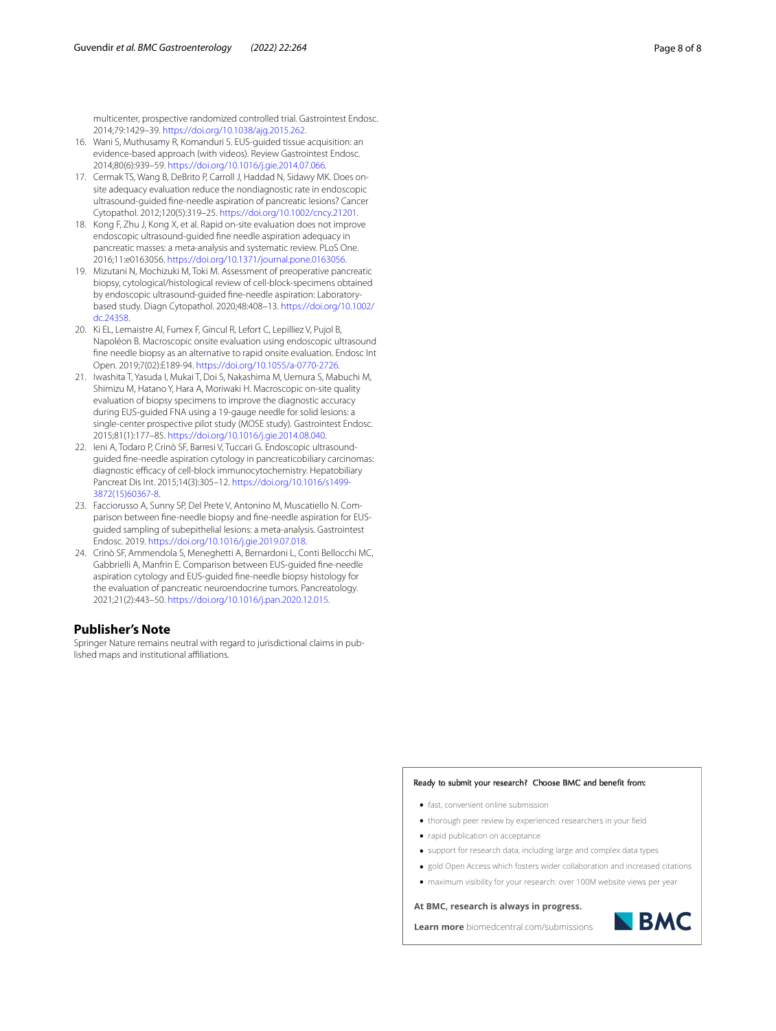multicenter, prospective randomized controlled trial. Gastrointest Endosc. 2014;79:1429–39. https://doi.org/10.1038/ajg.2015.262.

16. Wani S, Muthusamy R, Komanduri S. EUS-guided tissue acquisition: an evidence-based approach (with videos). Review Gastrointest Endosc. 2014;80(6):939–59. https://doi.org/10.1016/j.gie.2014.07.066.
17. Cermak TS, Wang B, DeBrito P, Carroll J, Haddad N, Sidawy MK. Does on-site adequacy evaluation reduce the nondiagnostic rate in endoscopic ultrasound-guided fine-needle aspiration of pancreatic lesions? Cancer Cytopathol. 2012;120(5):319–25. https://doi.org/10.1002/cncy.21201.
18. Kong F, Zhu J, Kong X, et al. Rapid on-site evaluation does not improve endoscopic ultrasound-guided fine needle aspiration adequacy in pancreatic masses: a meta-analysis and systematic review. PLoS One. 2016;11:e0163056. https://doi.org/10.1371/journal.pone.0163056.
19. Mizutani N, Mochizuki M, Toki M. Assessment of preoperative pancreatic biopsy, cytological/histological review of cell-block-specimens obtained by endoscopic ultrasound-guided fine-needle aspiration: Laboratory-based study. Diagn Cytopathol. 2020;48:408–13. https://doi.org/10.1002/dc.24358.
20. Ki EL, Lemaistre AI, Fumex F, Gincul R, Lefort C, Lepilliez V, Pujol B, Napoléon B. Macroscopic onsite evaluation using endoscopic ultrasound fine needle biopsy as an alternative to rapid onsite evaluation. Endosc Int Open. 2019;7(02):E189-94. https://doi.org/10.1055/a-0770-2726.
21. Iwashita T, Yasuda I, Mukai T, Doi S, Nakashima M, Uemura S, Mabuchi M, Shimizu M, Hatano Y, Hara A, Moriwaki H. Macroscopic on-site quality evaluation of biopsy specimens to improve the diagnostic accuracy during EUS-guided FNA using a 19-gauge needle for solid lesions: a single-center prospective pilot study (MOSE study). Gastrointest Endosc. 2015;81(1):177–85. https://doi.org/10.1016/j.gie.2014.08.040.
22. Ieni A, Todaro P, Crinò SF, Barresi V, Tuccari G. Endoscopic ultrasound-guided fine-needle aspiration cytology in pancreaticobiliary carcinomas: diagnostic efficacy of cell-block immunocytochemistry. Hepatobiliary Pancreat Dis Int. 2015;14(3):305–12. https://doi.org/10.1016/s1499-3872(15)60367-8.
23. Facciorusso A, Sunny SP, Del Prete V, Antonino M, Muscatiello N. Comparison between fine-needle biopsy and fine-needle aspiration for EUS-guided sampling of subepithelial lesions: a meta-analysis. Gastrointest Endosc. 2019. https://doi.org/10.1016/j.gie.2019.07.018.
24. Crinò SF, Ammendola S, Meneghetti A, Bernardoni L, Conti Bellocchi MC, Gabbrielli A, Manfrin E. Comparison between EUS-guided fine-needle aspiration cytology and EUS-guided fine-needle biopsy histology for the evaluation of pancreatic neuroendocrine tumors. Pancreatology. 2021;21(2):443–50. https://doi.org/10.1016/j.pan.2020.12.015.

## Publisher's Note

Springer Nature remains neutral with regard to jurisdictional claims in published maps and institutional affiliations.

Ready to submit your research? Choose BMC and benefit from:

- fast, convenient online submission
- thorough peer review by experienced researchers in your field
- rapid publication on acceptance
- support for research data, including large and complex data types
- gold Open Access which fosters wider collaboration and increased citations
- maximum visibility for your research: over 100M website views per year

**At BMC, research is always in progress.**

**Learn more** biomedcentral.com/submissions